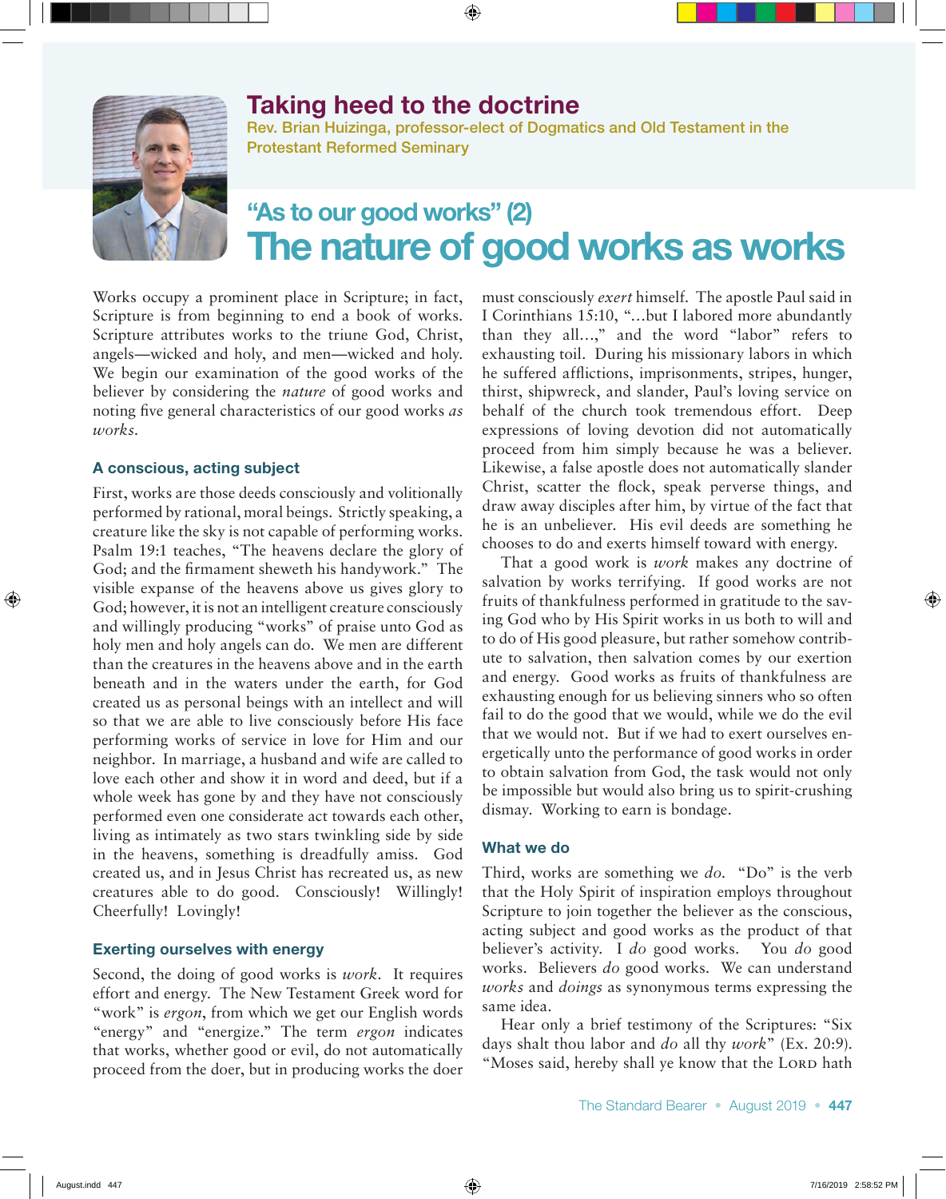# Taking heed to the doctrine

Rev. Brian Huizinga, professor-elect of Dogmatics and Old Testament in the Protestant Reformed Seminary

## "As to our good works" (2)

# The nature of good works as works

Works occupy a prominent place in Scripture; in fact, Scripture is from beginning to end a book of works. Scripture attributes works to the triune God, Christ, angels—wicked and holy, and men—wicked and holy. We begin our examination of the good works of the believer by considering the *nature* of good works and noting five general characteristics of our good works *as works*.

### A conscious, acting subject

First, works are those deeds consciously and volitionally performed by rational, moral beings. Strictly speaking, a creature like the sky is not capable of performing works. Psalm 19:1 teaches, "The heavens declare the glory of God; and the firmament sheweth his handywork." The visible expanse of the heavens above us gives glory to God; however, it is not an intelligent creature consciously and willingly producing "works" of praise unto God as holy men and holy angels can do. We men are different than the creatures in the heavens above and in the earth beneath and in the waters under the earth, for God created us as personal beings with an intellect and will so that we are able to live consciously before His face performing works of service in love for Him and our neighbor. In marriage, a husband and wife are called to love each other and show it in word and deed, but if a whole week has gone by and they have not consciously performed even one considerate act towards each other, living as intimately as two stars twinkling side by side in the heavens, something is dreadfully amiss. God created us, and in Jesus Christ has recreated us, as new creatures able to do good. Consciously! Willingly! Cheerfully! Lovingly!

### Exerting ourselves with energy

Second, the doing of good works is *work*. It requires effort and energy. The New Testament Greek word for "work" is *ergon*, from which we get our English words "energy" and "energize." The term *ergon* indicates that works, whether good or evil, do not automatically proceed from the doer, but in producing works the doer must consciously *exert* himself. The apostle Paul said in I Corinthians 15:10, "...but I labored more abundantly than they all...," and the word "labor" refers to exhausting toil. During his missionary labors in which he suffered afflictions, imprisonments, stripes, hunger, thirst, shipwreck, and slander, Paul's loving service on behalf of the church took tremendous effort. Deep expressions of loving devotion did not automatically proceed from him simply because he was a believer. Likewise, a false apostle does not automatically slander Christ, scatter the flock, speak perverse things, and draw away disciples after him, by virtue of the fact that he is an unbeliever. His evil deeds are something he chooses to do and exerts himself toward with energy.

That a good work is *work* makes any doctrine of salvation by works terrifying. If good works are not fruits of thankfulness performed in gratitude to the saving God who by His Spirit works in us both to will and to do of His good pleasure, but rather somehow contribute to salvation, then salvation comes by our exertion and energy. Good works as fruits of thankfulness are exhausting enough for us believing sinners who so often fail to do the good that we would, while we do the evil that we would not. But if we had to exert ourselves energetically unto the performance of good works in order to obtain salvation from God, the task would not only be impossible but would also bring us to spirit-crushing dismay. Working to earn is bondage.

### What we do

Third, works are something we *do*. "Do" is the verb that the Holy Spirit of inspiration employs throughout Scripture to join together the believer as the conscious, acting subject and good works as the product of that believer's activity. I *do* good works. You *do* good works. Believers *do* good works. We can understand *works* and *doings* as synonymous terms expressing the same idea.

Hear only a brief testimony of the Scriptures: "Six days shalt thou labor and *do* all thy *work*" (Ex. 20:9). "Moses said, hereby shall ye know that the Lord hath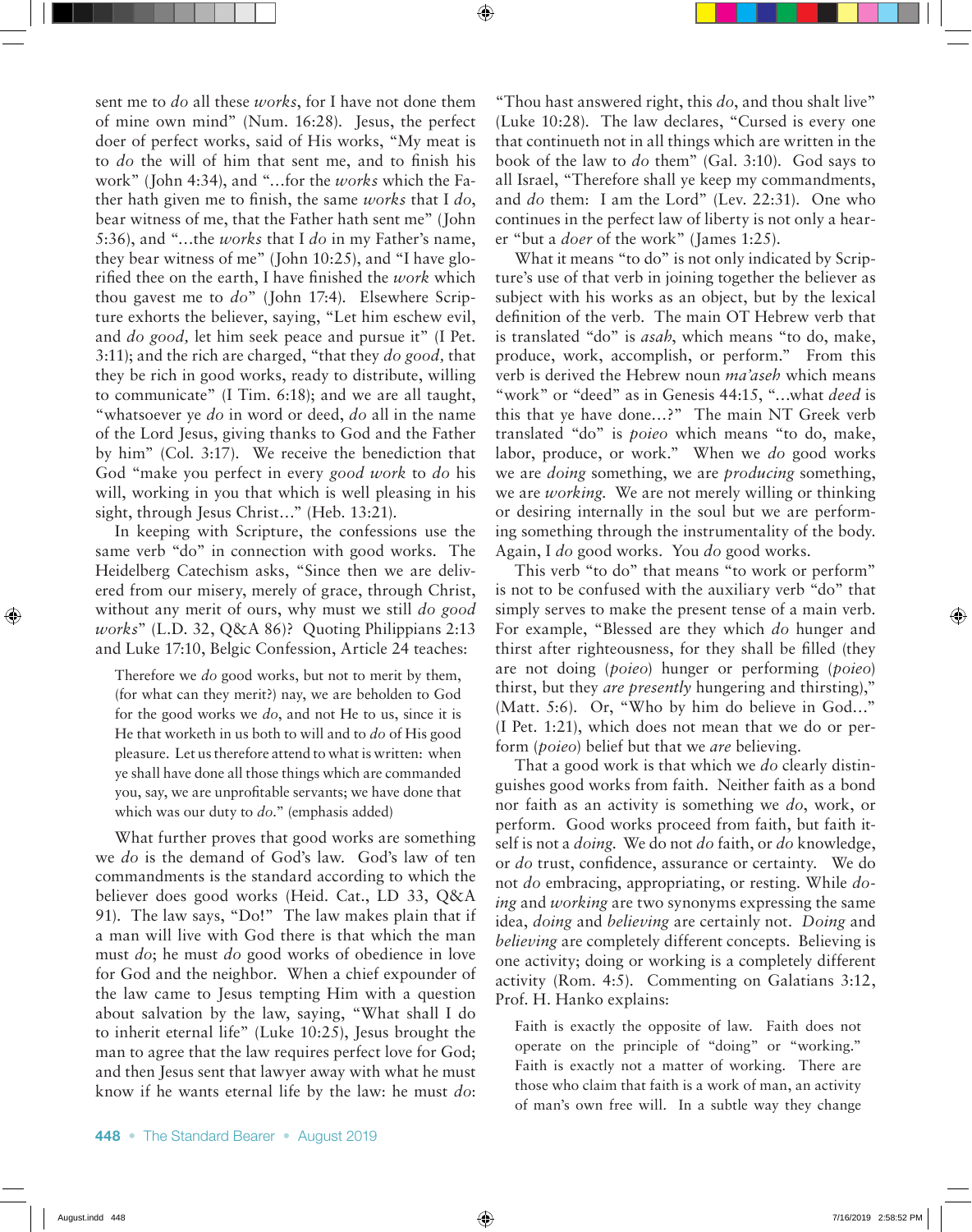sent me to *do* all these *works*, for I have not done them of mine own mind" (Num. 16:28). Jesus, the perfect doer of perfect works, said of His works, "My meat is to *do* the will of him that sent me, and to finish his work" (John 4:34), and "...for the *works* which the Father hath given me to finish, the same *works* that I *do*, bear witness of me, that the Father hath sent me" (John 5:36), and "...the *works* that I *do* in my Father's name, they bear witness of me" (John 10:25), and "I have glorified thee on the earth, I have finished the *work* which thou gavest me to *do*" (John 17:4). Elsewhere Scripture exhorts the believer, saying, "Let him eschew evil, and *do good,* let him seek peace and pursue it" (I Pet. 3:11); and the rich are charged, "that they *do good,* that they be rich in good works, ready to distribute, willing to communicate" (I Tim. 6:18); and we are all taught, "whatsoever ye *do* in word or deed, *do* all in the name of the Lord Jesus, giving thanks to God and the Father by him" (Col. 3:17). We receive the benediction that God "make you perfect in every *good work* to *do* his will, working in you that which is well pleasing in his sight, through Jesus Christ..." (Heb. 13:21).

In keeping with Scripture, the confessions use the same verb "do" in connection with good works. The Heidelberg Catechism asks, "Since then we are delivered from our misery, merely of grace, through Christ, without any merit of ours, why must we still *do good works*" (L.D. 32, Q&A 86)? Quoting Philippians 2:13 and Luke 17:10, Belgic Confession, Article 24 teaches:

> Therefore we *do* good works, but not to merit by them, (for what can they merit?) nay, we are beholden to God for the good works we *do*, and not He to us, since it is He that worketh in us both to will and to *do* of His good pleasure. Let us therefore attend to what is written: when ye shall have done all those things which are commanded you, say, we are unprofitable servants; we have done that which was our duty to *do*." (emphasis added)

What further proves that good works are something we *do* is the demand of God's law. God's law of ten commandments is the standard according to which the believer does good works (Heid. Cat., LD 33, Q&A 91). The law says, "Do!" The law makes plain that if a man will live with God there is that which the man must *do*; he must *do* good works of obedience in love for God and the neighbor. When a chief expounder of the law came to Jesus tempting Him with a question about salvation by the law, saying, "What shall I do to inherit eternal life" (Luke 10:25), Jesus brought the man to agree that the law requires perfect love for God; and then Jesus sent that lawyer away with what he must know if he wants eternal life by the law: he must *do*: "Thou hast answered right, this *do*, and thou shalt live" (Luke 10:28). The law declares, "Cursed is every one that continueth not in all things which are written in the book of the law to *do* them" (Gal. 3:10). God says to all Israel, "Therefore shall ye keep my commandments, and *do* them: I am the Lord" (Lev. 22:31). One who continues in the perfect law of liberty is not only a hearer "but a *doer* of the work" (James 1:25).

What it means "to do" is not only indicated by Scripture's use of that verb in joining together the believer as subject with his works as an object, but by the lexical definition of the verb. The main OT Hebrew verb that is translated "do" is *asah*, which means "to do, make, produce, work, accomplish, or perform." From this verb is derived the Hebrew noun *ma'aseh* which means "work" or "deed" as in Genesis 44:15, "...what *deed* is this that ye have done...?" The main NT Greek verb translated "do" is *poieo* which means "to do, make, labor, produce, or work." When we *do* good works we are *doing* something, we are *producing* something, we are *working.* We are not merely willing or thinking or desiring internally in the soul but we are performing something through the instrumentality of the body. Again, I *do* good works. You *do* good works.

This verb "to do" that means "to work or perform" is not to be confused with the auxiliary verb "do" that simply serves to make the present tense of a main verb. For example, "Blessed are they which *do* hunger and thirst after righteousness, for they shall be filled (they are not doing (*poieo*) hunger or performing (*poieo*) thirst, but they *are presently* hungering and thirsting)," (Matt. 5:6). Or, "Who by him do believe in God..." (I Pet. 1:21), which does not mean that we do or perform (*poieo*) belief but that we *are* believing.

That a good work is that which we *do* clearly distinguishes good works from faith. Neither faith as a bond nor faith as an activity is something we *do*, work, or perform. Good works proceed from faith, but faith itself is not a *doing.* We do not *do* faith, or *do* knowledge, or *do* trust, confidence, assurance or certainty. We do not *do* embracing, appropriating, or resting. While *doing* and *working* are two synonyms expressing the same idea, *doing* and *believing* are certainly not. *Doing* and *believing* are completely different concepts. Believing is one activity; doing or working is a completely different activity (Rom. 4:5). Commenting on Galatians 3:12, Prof. H. Hanko explains:

> Faith is exactly the opposite of law. Faith does not operate on the principle of "doing" or "working." Faith is exactly not a matter of working. There are those who claim that faith is a work of man, an activity of man's own free will. In a subtle way they change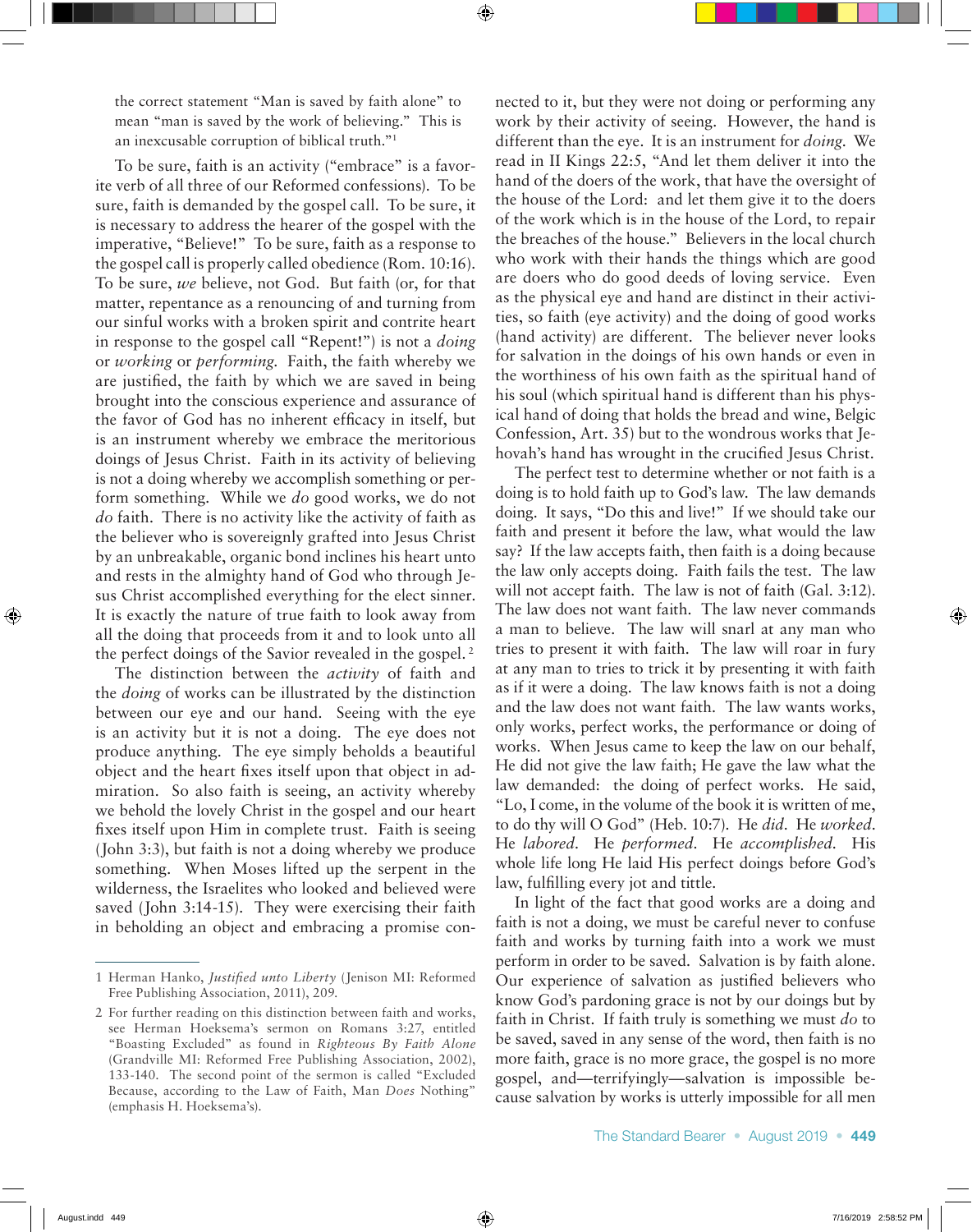the correct statement "Man is saved by faith alone" to mean "man is saved by the work of believing." This is an inexcusable corruption of biblical truth."[1]

To be sure, faith is an activity ("embrace" is a favorite verb of all three of our Reformed confessions). To be sure, faith is demanded by the gospel call. To be sure, it is necessary to address the hearer of the gospel with the imperative, "Believe!" To be sure, faith as a response to the gospel call is properly called obedience (Rom. 10:16). To be sure, *we* believe, not God. But faith (or, for that matter, repentance as a renouncing of and turning from our sinful works with a broken spirit and contrite heart in response to the gospel call "Repent!") is not a *doing* or *working* or *performing*. Faith, the faith whereby we are justified, the faith by which we are saved in being brought into the conscious experience and assurance of the favor of God has no inherent efficacy in itself, but is an instrument whereby we embrace the meritorious doings of Jesus Christ. Faith in its activity of believing is not a doing whereby we accomplish something or perform something. While we *do* good works, we do not *do* faith. There is no activity like the activity of faith as the believer who is sovereignly grafted into Jesus Christ by an unbreakable, organic bond inclines his heart unto and rests in the almighty hand of God who through Jesus Christ accomplished everything for the elect sinner. It is exactly the nature of true faith to look away from all the doing that proceeds from it and to look unto all the perfect doings of the Savior revealed in the gospel.[2]

The distinction between the *activity* of faith and the *doing* of works can be illustrated by the distinction between our eye and our hand. Seeing with the eye is an activity but it is not a doing. The eye does not produce anything. The eye simply beholds a beautiful object and the heart fixes itself upon that object in admiration. So also faith is seeing, an activity whereby we behold the lovely Christ in the gospel and our heart fixes itself upon Him in complete trust. Faith is seeing (John 3:3), but faith is not a doing whereby we produce something. When Moses lifted up the serpent in the wilderness, the Israelites who looked and believed were saved (John 3:14-15). They were exercising their faith in beholding an object and embracing a promise connected to it, but they were not doing or performing any work by their activity of seeing. However, the hand is different than the eye. It is an instrument for *doing*. We read in II Kings 22:5, "And let them deliver it into the hand of the doers of the work, that have the oversight of the house of the Lord: and let them give it to the doers of the work which is in the house of the Lord, to repair the breaches of the house." Believers in the local church who work with their hands the things which are good are doers who do good deeds of loving service. Even as the physical eye and hand are distinct in their activities, so faith (eye activity) and the doing of good works (hand activity) are different. The believer never looks for salvation in the doings of his own hands or even in the worthiness of his own faith as the spiritual hand of his soul (which spiritual hand is different than his physical hand of doing that holds the bread and wine, Belgic Confession, Art. 35) but to the wondrous works that Jehovah's hand has wrought in the crucified Jesus Christ.

The perfect test to determine whether or not faith is a doing is to hold faith up to God's law. The law demands doing. It says, "Do this and live!" If we should take our faith and present it before the law, what would the law say? If the law accepts faith, then faith is a doing because the law only accepts doing. Faith fails the test. The law will not accept faith. The law is not of faith (Gal. 3:12). The law does not want faith. The law never commands a man to believe. The law will snarl at any man who tries to present it with faith. The law will roar in fury at any man to tries to trick it by presenting it with faith as if it were a doing. The law knows faith is not a doing and the law does not want faith. The law wants works, only works, perfect works, the performance or doing of works. When Jesus came to keep the law on our behalf, He did not give the law faith; He gave the law what the law demanded: the doing of perfect works. He said, "Lo, I come, in the volume of the book it is written of me, to do thy will O God" (Heb. 10:7). He *did*. He *worked*. He *labored*. He *performed*. He *accomplished*. His whole life long He laid His perfect doings before God's law, fulfilling every jot and tittle.

In light of the fact that good works are a doing and faith is not a doing, we must be careful never to confuse faith and works by turning faith into a work we must perform in order to be saved. Salvation is by faith alone. Our experience of salvation as justified believers who know God's pardoning grace is not by our doings but by faith in Christ. If faith truly is something we must *do* to be saved, saved in any sense of the word, then faith is no more faith, grace is no more grace, the gospel is no more gospel, and—terrifyingly—salvation is impossible because salvation by works is utterly impossible for all men

---

1 Herman Hanko, *Justified unto Liberty* (Jenison MI: Reformed Free Publishing Association, 2011), 209.

2 For further reading on this distinction between faith and works, see Herman Hoeksema's sermon on Romans 3:27, entitled "Boasting Excluded" as found in *Righteous By Faith Alone* (Grandville MI: Reformed Free Publishing Association, 2002), 133-140. The second point of the sermon is called "Excluded Because, according to the Law of Faith, Man *Does* Nothing" (emphasis H. Hoeksema's).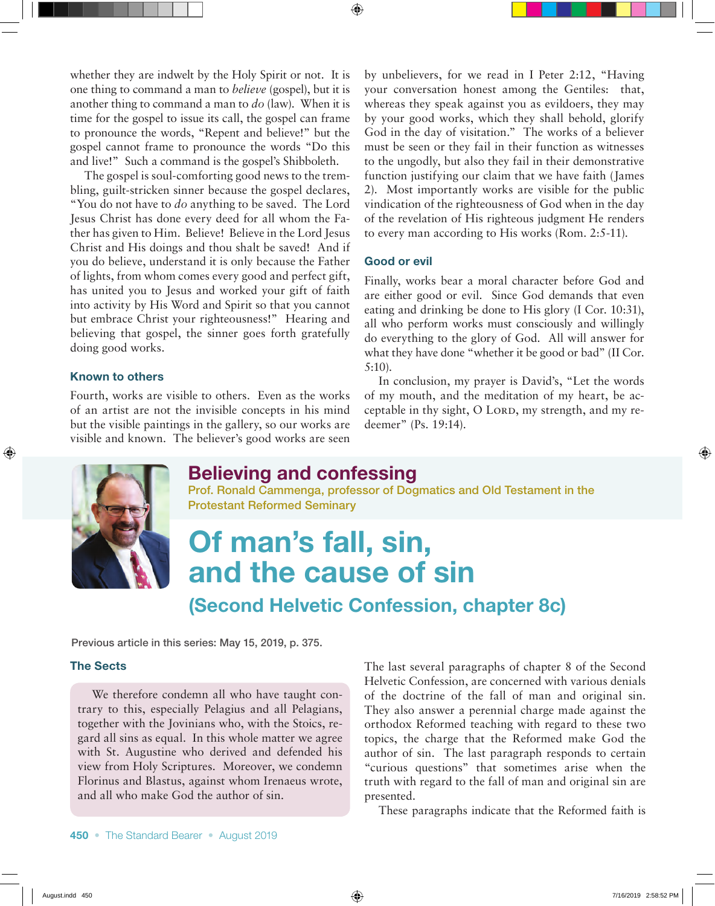whether they are indwelt by the Holy Spirit or not. It is one thing to command a man to *believe* (gospel), but it is another thing to command a man to *do* (law). When it is time for the gospel to issue its call, the gospel can frame to pronounce the words, "Repent and believe!" but the gospel cannot frame to pronounce the words "Do this and live!" Such a command is the gospel's Shibboleth.

The gospel is soul-comforting good news to the trembling, guilt-stricken sinner because the gospel declares, "You do not have to *do* anything to be saved. The Lord Jesus Christ has done every deed for all whom the Father has given to Him. Believe! Believe in the Lord Jesus Christ and His doings and thou shalt be saved! And if you do believe, understand it is only because the Father of lights, from whom comes every good and perfect gift, has united you to Jesus and worked your gift of faith into activity by His Word and Spirit so that you cannot but embrace Christ your righteousness!" Hearing and believing that gospel, the sinner goes forth gratefully doing good works.

### Known to others

Fourth, works are visible to others. Even as the works of an artist are not the invisible concepts in his mind but the visible paintings in the gallery, so our works are visible and known. The believer's good works are seen by unbelievers, for we read in I Peter 2:12, "Having your conversation honest among the Gentiles: that, whereas they speak against you as evildoers, they may by your good works, which they shall behold, glorify God in the day of visitation." The works of a believer must be seen or they fail in their function as witnesses to the ungodly, but also they fail in their demonstrative function justifying our claim that we have faith (James 2). Most importantly works are visible for the public vindication of the righteousness of God when in the day of the revelation of His righteous judgment He renders to every man according to His works (Rom. 2:5-11).

### Good or evil

Finally, works bear a moral character before God and are either good or evil. Since God demands that even eating and drinking be done to His glory (I Cor. 10:31), all who perform works must consciously and willingly do everything to the glory of God. All will answer for what they have done "whether it be good or bad" (II Cor. 5:10).

In conclusion, my prayer is David's, "Let the words of my mouth, and the meditation of my heart, be acceptable in thy sight, O Lord, my strength, and my redeemer" (Ps. 19:14).

## Believing and confessing

Prof. Ronald Cammenga, professor of Dogmatics and Old Testament in the Protestant Reformed Seminary

# Of man's fall, sin, and the cause of sin

## (Second Helvetic Confession, chapter 8c)

Previous article in this series: May 15, 2019, p. 375.

### The Sects

> We therefore condemn all who have taught contrary to this, especially Pelagius and all Pelagians, together with the Jovinians who, with the Stoics, regard all sins as equal. In this whole matter we agree with St. Augustine who derived and defended his view from Holy Scriptures. Moreover, we condemn Florinus and Blastus, against whom Irenaeus wrote, and all who make God the author of sin.

The last several paragraphs of chapter 8 of the Second Helvetic Confession, are concerned with various denials of the doctrine of the fall of man and original sin. They also answer a perennial charge made against the orthodox Reformed teaching with regard to these two topics, the charge that the Reformed make God the author of sin. The last paragraph responds to certain "curious questions" that sometimes arise when the truth with regard to the fall of man and original sin are presented.

These paragraphs indicate that the Reformed faith is